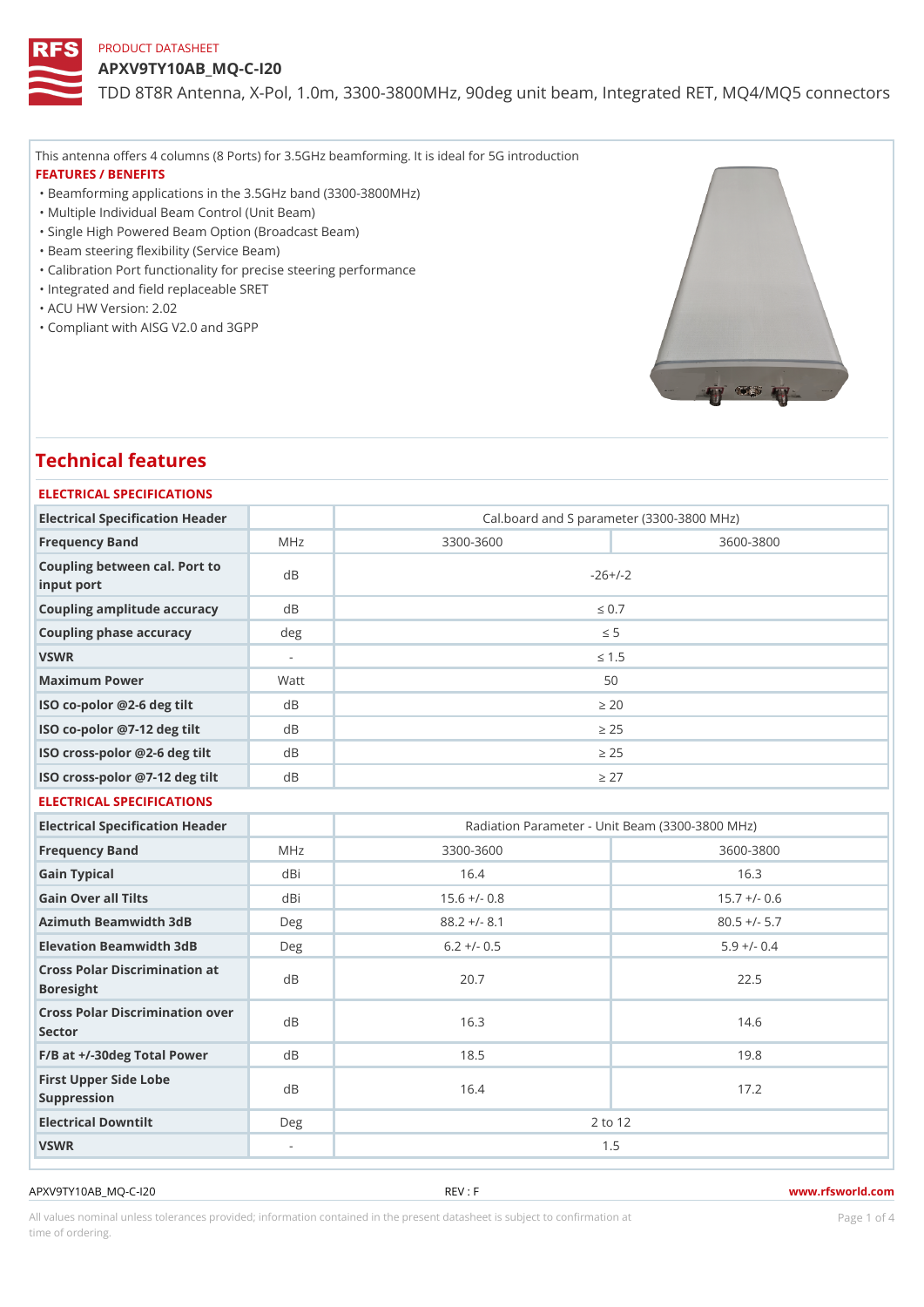PRODUCT DATASHEET

# APXV9TY10AB_MQ-C-I20

TDD 8T8R Antenna, X-Pol, 1.0m, 3300-3800MHz, 90deg unit beam, Integrated RET, MQ4/MQ5 connectors

This antenna offers 4 columns (8 Ports) for 3.5GHz beamforming. It is ideal for 5G introduction

### FEATURES / BENEFITS

- Beamforming applications in the 3.5GHz band (3300-3800MHz)
- Multiple Individual Beam Control (Unit Beam)
- Single High Powered Beam Option (Broadcast Beam)
- Beam steering flexibility (Service Beam)
- Calibration Port functionality for precise steering performance
- Integrated and field replaceable SRET
- ACU HW Version: 2.02
- Compliant with AISG V2.0 and 3GPP

## Technical features

### ELECTRICAL SPECIFICATIONS

| Electrical Specification Header | | Cal.board and S parameter (3300-3800 MHz) | |
|---|---|---|---|
| Frequency Band | MHz | 3300-3600 | 3600-3800 |
| Coupling between cal. Port to input port | dB | -26+/-2 | |
| Coupling amplitude accuracy | dB | ≤ 0.7 | |
| Coupling phase accuracy | deg | ≤ 5 | |
| VSWR | - | ≤ 1.5 | |
| Maximum Power | Watt | 50 | |
| ISO co-polor @2-6 deg tilt | dB | ≥ 20 | |
| ISO co-polor @7-12 deg tilt | dB | ≥ 25 | |
| ISO cross-polor @2-6 deg tilt | dB | ≥ 25 | |
| ISO cross-polor @7-12 deg tilt | dB | ≥ 27 | |

### ELECTRICAL SPECIFICATIONS

| Electrical Specification Header | | Radiation Parameter - Unit Beam (3300-3800 MHz) | |
|---|---|---|---|
| Frequency Band | MHz | 3300-3600 | 3600-3800 |
| Gain Typical | dBi | 16.4 | 16.3 |
| Gain Over all Tilts | dBi | 15.6 +/- 0.8 | 15.7 +/- 0.6 |
| Azimuth Beamwidth 3dB | Deg | 88.2 +/- 8.1 | 80.5 +/- 5.7 |
| Elevation Beamwidth 3dB | Deg | 6.2 +/- 0.5 | 5.9 +/- 0.4 |
| Cross Polar Discrimination at Boresight | dB | 20.7 | 22.5 |
| Cross Polar Discrimination over Sector | dB | 16.3 | 14.6 |
| F/B at +/-30deg Total Power | dB | 18.5 | 19.8 |
| First Upper Side Lobe Suppression | dB | 16.4 | 17.2 |
| Electrical Downtilt | Deg | 2 to 12 | |
| VSWR | - | 1.5 | |

All values nominal unless tolerances provided; information contained in the present datasheet is subject to confirmation at time of ordering.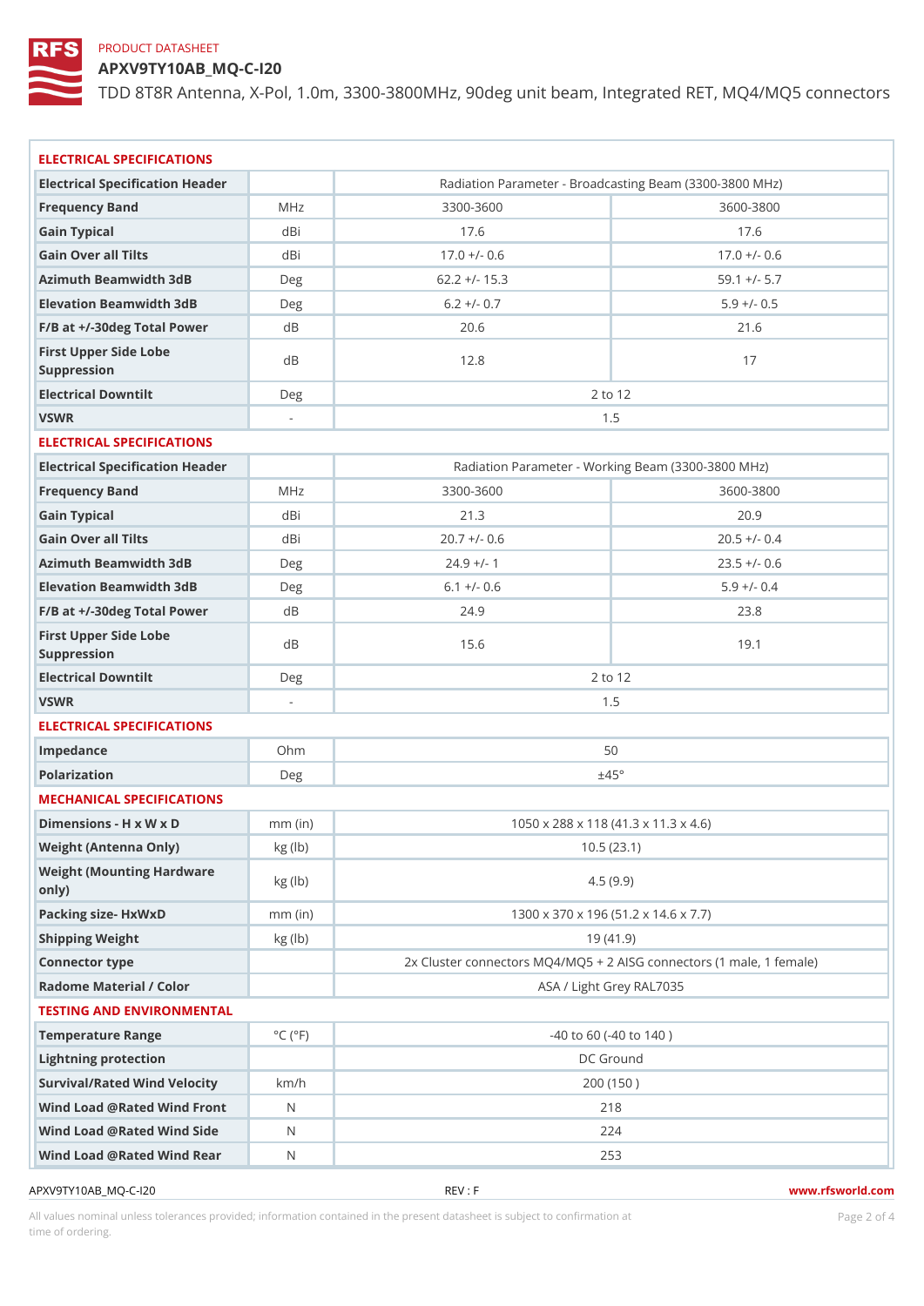PRODUCT DATASHEET

# APXV9TY10AB_MQ-C-I20

TDD 8T8R Antenna, X-Pol, 1.0m, 3300-3800MHz, 90deg unit beam, Integrated RET, MQ4/MQ5 connectors

## ELECTRICAL SPECIFICATIONS

| Electrical Specification Header | | Radiation Parameter - Broadcasting Beam (3300-3800 MHz) | |
|---|---|---|---|
| Frequency Band | MHz | 3300-3600 | 3600-3800 |
| Gain Typical | dBi | 17.6 | 17.6 |
| Gain Over all Tilts | dBi | 17.0 +/- 0.6 | 17.0 +/- 0.6 |
| Azimuth Beamwidth 3dB | Deg | 62.2 +/- 15.3 | 59.1 +/- 5.7 |
| Elevation Beamwidth 3dB | Deg | 6.2 +/- 0.7 | 5.9 +/- 0.5 |
| F/B at +/-30deg Total Power | dB | 20.6 | 21.6 |
| First Upper Side Lobe Suppression | dB | 12.8 | 17 |
| Electrical Downtilt | Deg | 2 to 12 | |
| VSWR | - | 1.5 | |

## ELECTRICAL SPECIFICATIONS

| Electrical Specification Header | | Radiation Parameter - Working Beam (3300-3800 MHz) | |
|---|---|---|---|
| Frequency Band | MHz | 3300-3600 | 3600-3800 |
| Gain Typical | dBi | 21.3 | 20.9 |
| Gain Over all Tilts | dBi | 20.7 +/- 0.6 | 20.5 +/- 0.4 |
| Azimuth Beamwidth 3dB | Deg | 24.9 +/- 1 | 23.5 +/- 0.6 |
| Elevation Beamwidth 3dB | Deg | 6.1 +/- 0.6 | 5.9 +/- 0.4 |
| F/B at +/-30deg Total Power | dB | 24.9 | 23.8 |
| First Upper Side Lobe Suppression | dB | 15.6 | 19.1 |
| Electrical Downtilt | Deg | 2 to 12 | |
| VSWR | - | 1.5 | |

## ELECTRICAL SPECIFICATIONS

| | | |
|---|---|---|
| Impedance | Ohm | 50 |
| Polarization | Deg | ±45° |

## MECHANICAL SPECIFICATIONS

| | | |
|---|---|---|
| Dimensions - H x W x D | mm (in) | 1050 x 288 x 118 (41.3 x 11.3 x 4.6) |
| Weight (Antenna Only) | kg (lb) | 10.5 (23.1) |
| Weight (Mounting Hardware only) | kg (lb) | 4.5 (9.9) |
| Packing size- HxWxD | mm (in) | 1300 x 370 x 196 (51.2 x 14.6 x 7.7) |
| Shipping Weight | kg (lb) | 19 (41.9) |
| Connector type | | 2x Cluster connectors MQ4/MQ5 + 2 AISG connectors (1 male, 1 female) |
| Radome Material / Color | | ASA / Light Grey RAL7035 |

## TESTING AND ENVIRONMENTAL

| | | |
|---|---|---|
| Temperature Range | °C (°F) | -40 to 60 (-40 to 140 ) |
| Lightning protection | | DC Ground |
| Survival/Rated Wind Velocity | km/h | 200 (150 ) |
| Wind Load @Rated Wind Front | N | 218 |
| Wind Load @Rated Wind Side | N | 224 |
| Wind Load @Rated Wind Rear | N | 253 |

APXV9TY10AB_MQ-C-I20 REV : F www.rfsworld.com

All values nominal unless tolerances provided; information contained in the present datasheet is subject to confirmation at time of ordering.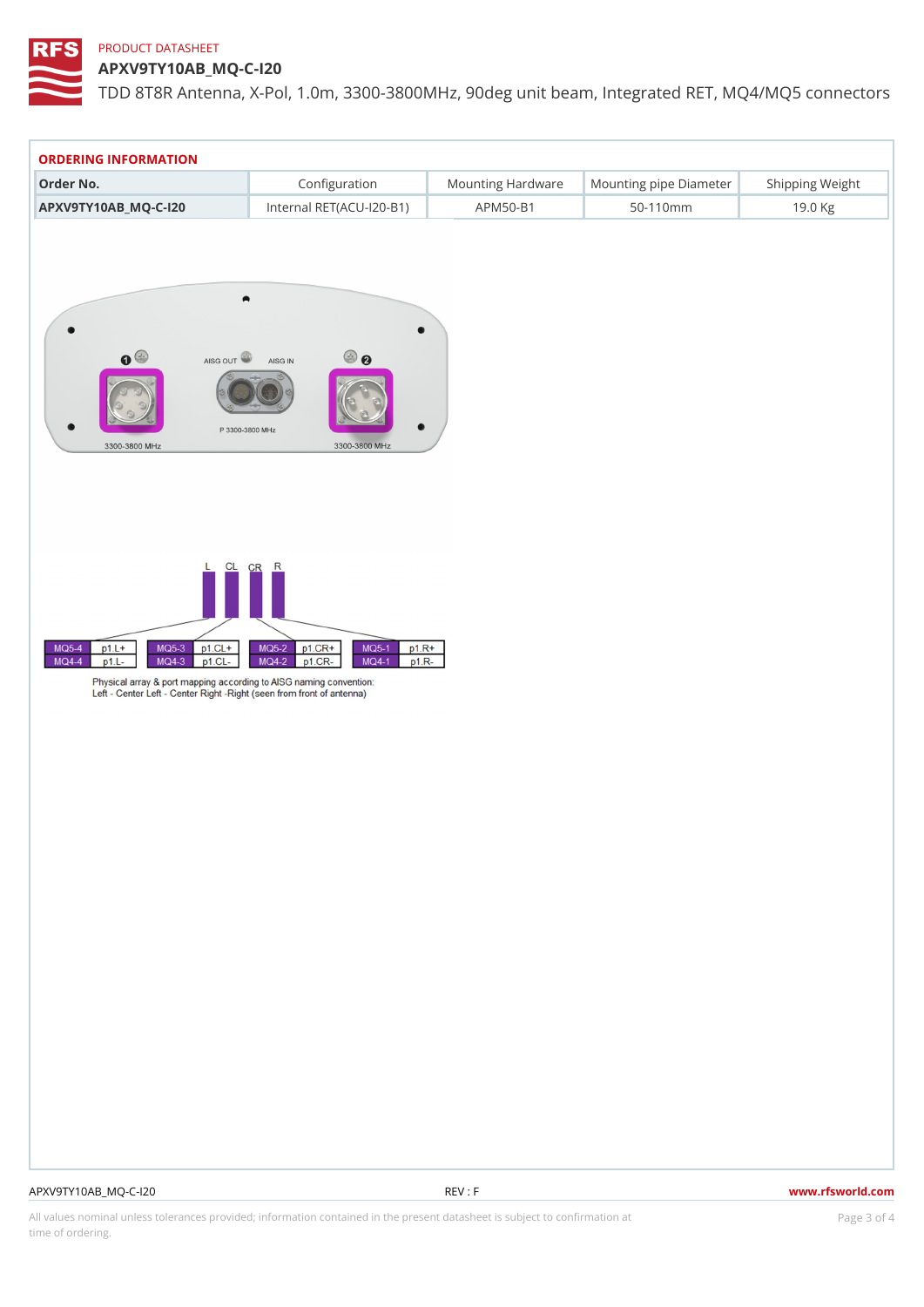PRODUCT DATASHEET

# APXV9TY10AB_MQ-C-I20

TDD 8T8R Antenna, X-Pol, 1.0m, 3300-3800MHz, 90deg unit beam, Integrated RET, MQ4/MQ5 connectors

## ORDERING INFORMATION

| Order No. | Configuration | Mounting Hardware | Mounting pipe Diameter | Shipping Weight |
|---|---|---|---|---|
| APXV9TY10AB_MQ-C-I20 | Internal RET(ACU-I20-B1) | APM50-B1 | 50-110mm | 19.0 Kg |

1 AISG OUT AISG IN 2

3300-3800 MHz P 3300-3800 MHz 3300-3800 MHz

L CL CR R

| MQ5-4 | p1.L+ | MQ5-3 | p1.CL+ | MQ5-2 | p1.CR+ | MQ5-1 | p1.R+ |
|---|---|---|---|---|---|---|---|
| MQ4-4 | p1.L- | MQ4-3 | p1.CL- | MQ4-2 | p1.CR- | MQ4-1 | p1.R- |

Physical array & port mapping according to AISG naming convention:
Left - Center Left - Center Right -Right (seen from front of antenna)

APXV9TY10AB_MQ-C-I20 REV : F www.rfsworld.com

All values nominal unless tolerances provided; information contained in the present datasheet is subject to confirmation at time of ordering.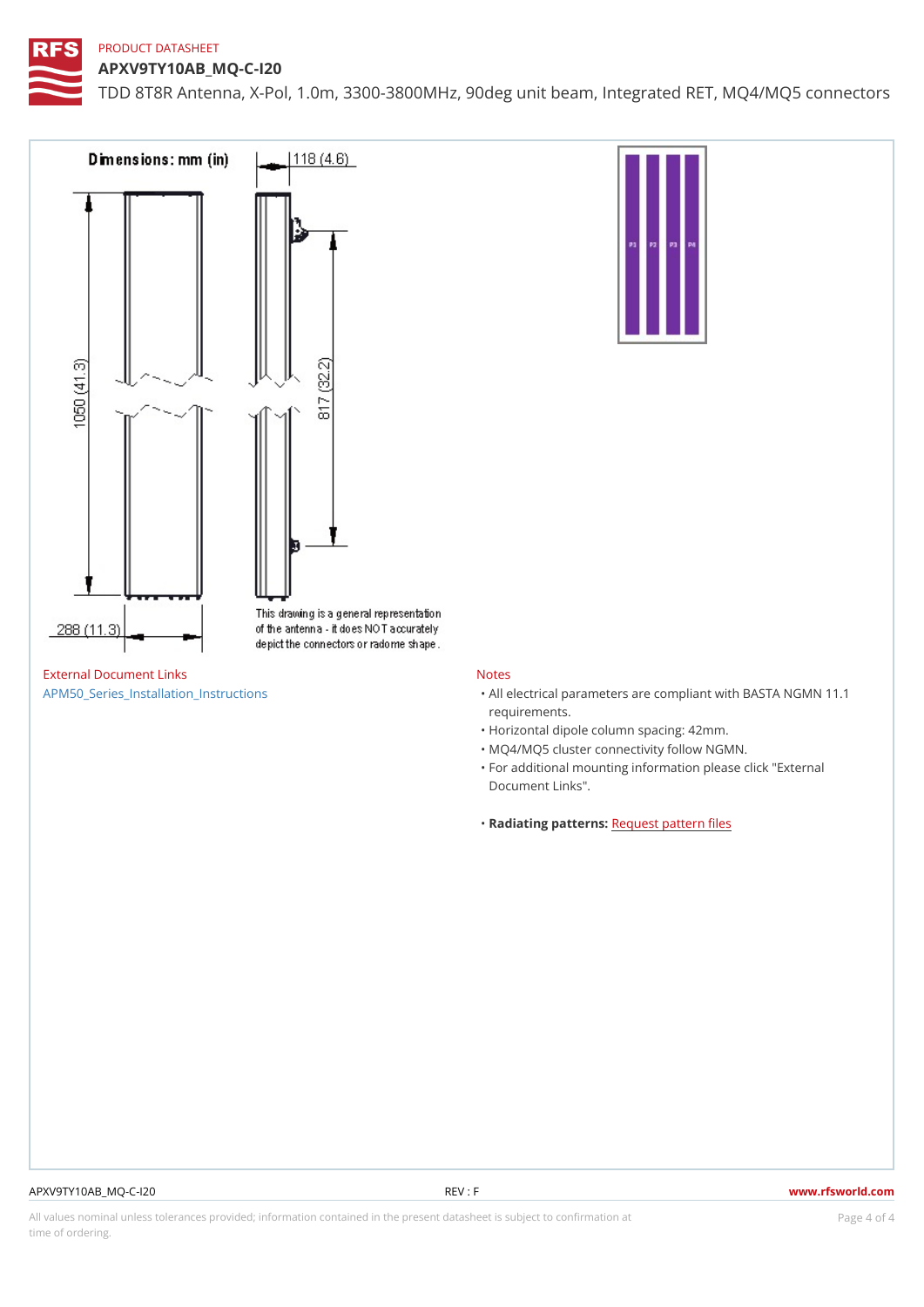PRODUCT DATASHEET

# APXV9TY10AB_MQ-C-I20

TDD 8T8R Antenna, X-Pol, 1.0m, 3300-3800MHz, 90deg unit beam, Integrated RET, MQ4/MQ5 connectors

Dimensions: mm (in)

118 (4.6)

1050 (41.3)

817 (32.2)

288 (11.3)

This drawing is a general representation of the antenna - it does NOT accurately depict the connectors or radome shape.

P1 P2 P3 P4

## External Document Links

APM50_Series_Installation_Instructions

## Notes

- All electrical parameters are compliant with BASTA NGMN 11.1 requirements.
- Horizontal dipole column spacing: 42mm.
- MQ4/MQ5 cluster connectivity follow NGMN.
- For additional mounting information please click "External Document Links".

- **Radiating patterns:** Request pattern files

APXV9TY10AB_MQ-C-I20 REV : F www.rfsworld.com

All values nominal unless tolerances provided; information contained in the present datasheet is subject to confirmation at time of ordering.